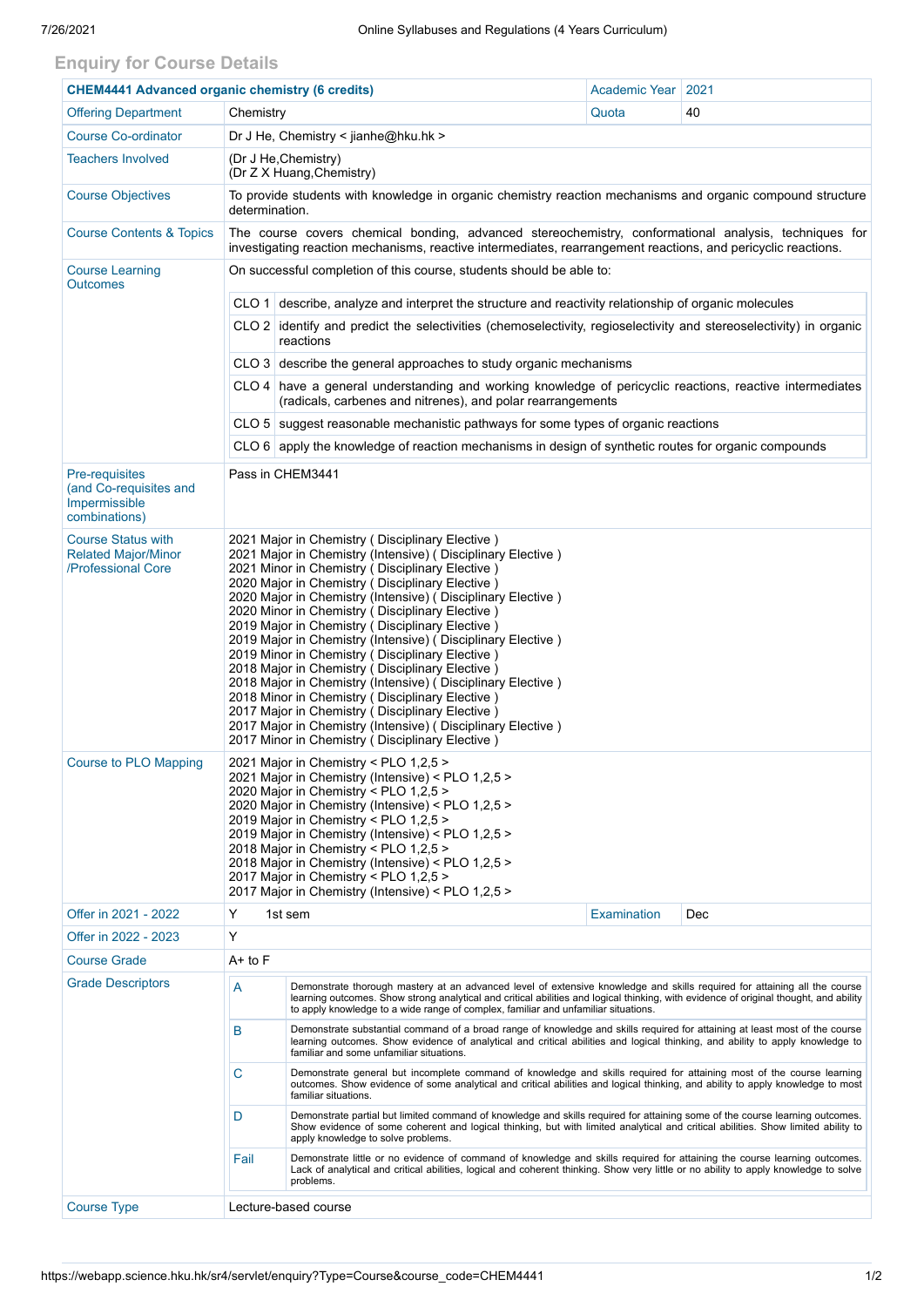## Enquiry for Course Details

| CHEM4441 Advanced organic chemistry (6 credits) | | Academic Year | 2021 |
|---|---|---|---|
| Offering Department | Chemistry | Quota | 40 |
| Course Co-ordinator | Dr J He, Chemistry < jianhe@hku.hk > | | |
| Teachers Involved | (Dr J He,Chemistry)<br>(Dr Z X Huang,Chemistry) | | |
| Course Objectives | To provide students with knowledge in organic chemistry reaction mechanisms and organic compound structure determination. | | |
| Course Contents & Topics | The course covers chemical bonding, advanced stereochemistry, conformational analysis, techniques for investigating reaction mechanisms, reactive intermediates, rearrangement reactions, and pericyclic reactions. | | |
| Course Learning Outcomes | On successful completion of this course, students should be able to:<br>CLO 1 describe, analyze and interpret the structure and reactivity relationship of organic molecules<br>CLO 2 identify and predict the selectivities (chemoselectivity, regioselectivity and stereoselectivity) in organic reactions<br>CLO 3 describe the general approaches to study organic mechanisms<br>CLO 4 have a general understanding and working knowledge of pericyclic reactions, reactive intermediates (radicals, carbenes and nitrenes), and polar rearrangements<br>CLO 5 suggest reasonable mechanistic pathways for some types of organic reactions<br>CLO 6 apply the knowledge of reaction mechanisms in design of synthetic routes for organic compounds | | |
| Pre-requisites (and Co-requisites and Impermissible combinations) | Pass in CHEM3441 | | |
| Course Status with Related Major/Minor /Professional Core | 2021 Major in Chemistry ( Disciplinary Elective )<br>2021 Major in Chemistry (Intensive) ( Disciplinary Elective )<br>2021 Minor in Chemistry ( Disciplinary Elective )<br>2020 Major in Chemistry ( Disciplinary Elective )<br>2020 Major in Chemistry (Intensive) ( Disciplinary Elective )<br>2020 Minor in Chemistry ( Disciplinary Elective )<br>2019 Major in Chemistry ( Disciplinary Elective )<br>2019 Major in Chemistry (Intensive) ( Disciplinary Elective )<br>2019 Minor in Chemistry ( Disciplinary Elective )<br>2018 Major in Chemistry ( Disciplinary Elective )<br>2018 Major in Chemistry (Intensive) ( Disciplinary Elective )<br>2018 Minor in Chemistry ( Disciplinary Elective )<br>2017 Major in Chemistry ( Disciplinary Elective )<br>2017 Major in Chemistry (Intensive) ( Disciplinary Elective )<br>2017 Minor in Chemistry ( Disciplinary Elective ) | | |
| Course to PLO Mapping | 2021 Major in Chemistry < PLO 1,2,5 ><br>2021 Major in Chemistry (Intensive) < PLO 1,2,5 ><br>2020 Major in Chemistry < PLO 1,2,5 ><br>2020 Major in Chemistry (Intensive) < PLO 1,2,5 ><br>2019 Major in Chemistry < PLO 1,2,5 ><br>2019 Major in Chemistry (Intensive) < PLO 1,2,5 ><br>2018 Major in Chemistry < PLO 1,2,5 ><br>2018 Major in Chemistry (Intensive) < PLO 1,2,5 ><br>2017 Major in Chemistry < PLO 1,2,5 ><br>2017 Major in Chemistry (Intensive) < PLO 1,2,5 > | | |
| Offer in 2021 - 2022 | Y 1st sem | Examination | Dec |
| Offer in 2022 - 2023 | Y | | |
| Course Grade | A+ to F | | |
| Grade Descriptors | A: Demonstrate thorough mastery at an advanced level of extensive knowledge and skills required for attaining all the course learning outcomes. Show strong analytical and critical abilities and logical thinking, with evidence of original thought, and ability to apply knowledge to a wide range of complex, familiar and unfamiliar situations.<br>B: Demonstrate substantial command of a broad range of knowledge and skills required for attaining at least most of the course learning outcomes. Show evidence of analytical and critical abilities and logical thinking, and ability to apply knowledge to familiar and some unfamiliar situations.<br>C: Demonstrate general but incomplete command of knowledge and skills required for attaining most of the course learning outcomes. Show evidence of some analytical and critical abilities and logical thinking, and ability to apply knowledge to most familiar situations.<br>D: Demonstrate partial but limited command of knowledge and skills required for attaining some of the course learning outcomes. Show evidence of some coherent and logical thinking, but with limited analytical and critical abilities. Show limited ability to apply knowledge to solve problems.<br>Fail: Demonstrate little or no evidence of command of knowledge and skills required for attaining the course learning outcomes. Lack of analytical and critical abilities, logical and coherent thinking. Show very little or no ability to apply knowledge to solve problems. | | |
| Course Type | Lecture-based course | | |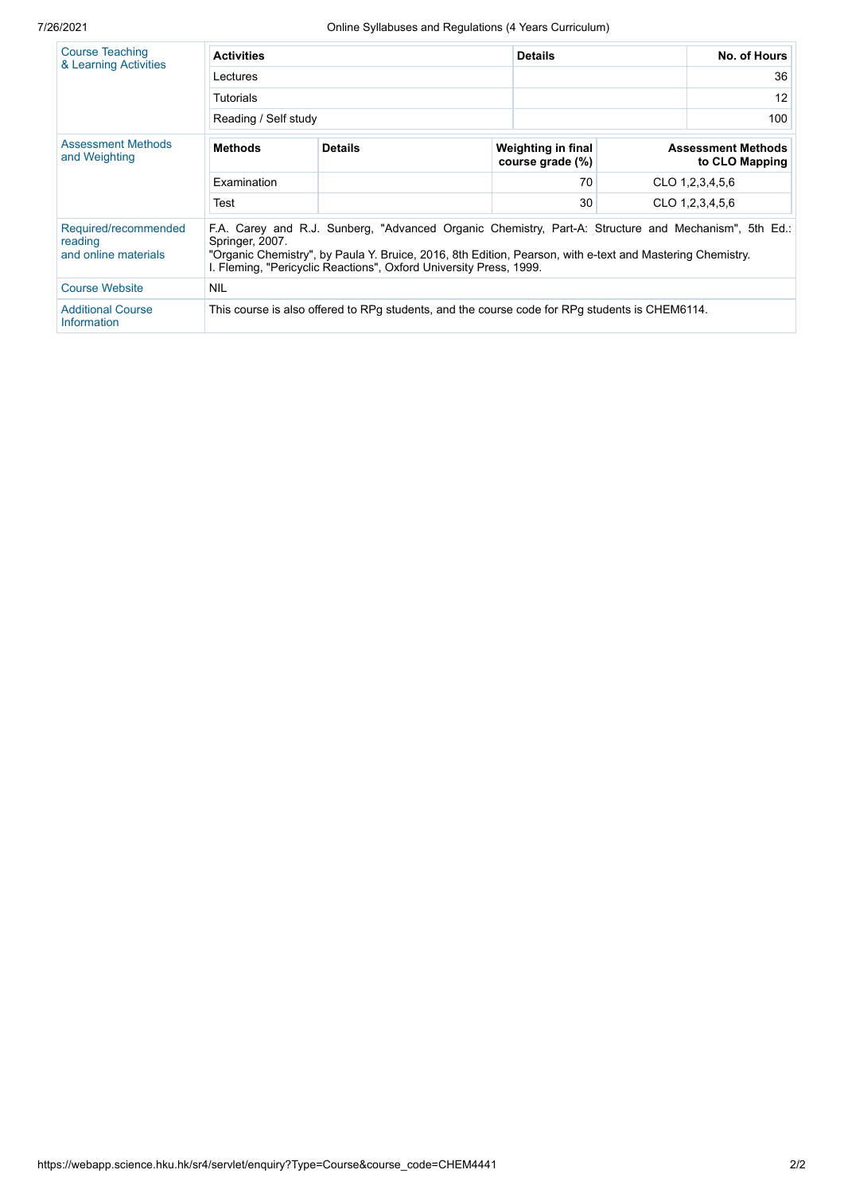| | | | | |
|---|---|---|---|---|
| Course Teaching & Learning Activities | **Activities** | | **Details** | **No. of Hours** |
| | Lectures | | | 36 |
| | Tutorials | | | 12 |
| | Reading / Self study | | | 100 |
| Assessment Methods and Weighting | **Methods** | **Details** | **Weighting in final course grade (%)** | **Assessment Methods to CLO Mapping** |
| | Examination | | 70 | CLO 1,2,3,4,5,6 |
| | Test | | 30 | CLO 1,2,3,4,5,6 |
| Required/recommended reading and online materials | F.A. Carey and R.J. Sunberg, "Advanced Organic Chemistry, Part-A: Structure and Mechanism", 5th Ed.: Springer, 2007.<br>"Organic Chemistry", by Paula Y. Bruice, 2016, 8th Edition, Pearson, with e-text and Mastering Chemistry.<br>I. Fleming, "Pericyclic Reactions", Oxford University Press, 1999. | | | |
| Course Website | NIL | | | |
| Additional Course Information | This course is also offered to RPg students, and the course code for RPg students is CHEM6114. | | | |